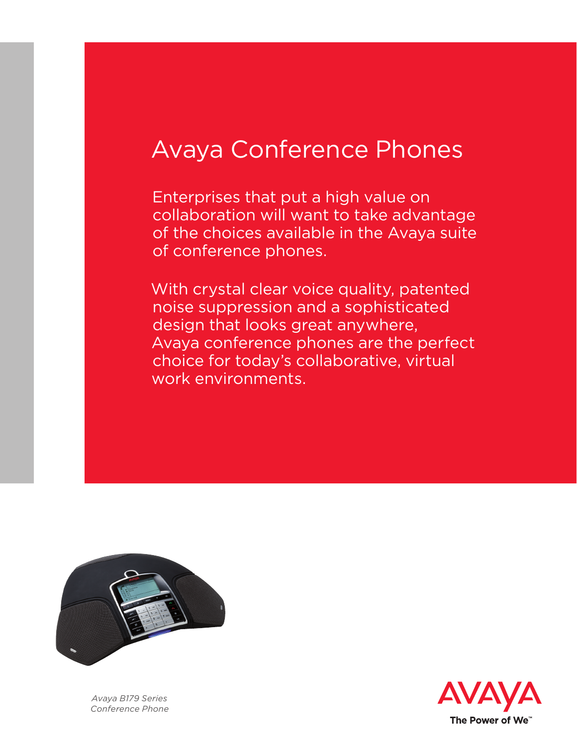# Avaya Conference Phones

Enterprises that put a high value on collaboration will want to take advantage of the choices available in the Avaya suite of conference phones.

With crystal clear voice quality, patented noise suppression and a sophisticated design that looks great anywhere, Avaya conference phones are the perfect choice for today's collaborative, virtual work environments.

*Avaya B179 Series Conference Phone*

AVAYA

**The Power of We™**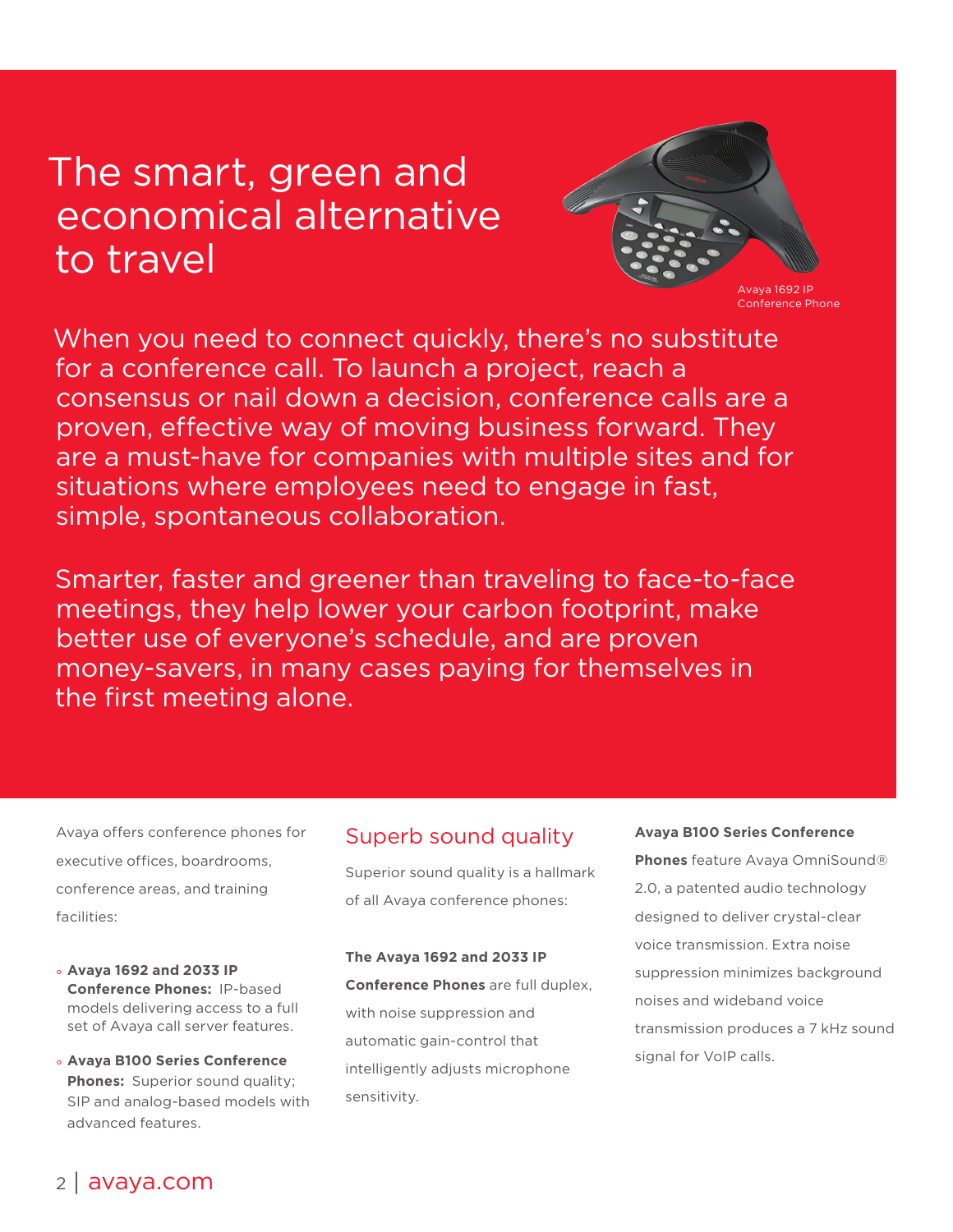# The smart, green and economical alternative to travel

Avaya 1692 IP Conference Phone

When you need to connect quickly, there's no substitute for a conference call. To launch a project, reach a consensus or nail down a decision, conference calls are a proven, effective way of moving business forward. They are a must-have for companies with multiple sites and for situations where employees need to engage in fast, simple, spontaneous collaboration.

Smarter, faster and greener than traveling to face-to-face meetings, they help lower your carbon footprint, make better use of everyone's schedule, and are proven money-savers, in many cases paying for themselves in the first meeting alone.

Avaya offers conference phones for executive offices, boardrooms, conference areas, and training facilities:

- **Avaya 1692 and 2033 IP Conference Phones:** IP-based models delivering access to a full set of Avaya call server features.
- **Avaya B100 Series Conference Phones:** Superior sound quality; SIP and analog-based models with advanced features.

## Superb sound quality

Superior sound quality is a hallmark of all Avaya conference phones:

**The Avaya 1692 and 2033 IP Conference Phones** are full duplex, with noise suppression and automatic gain-control that intelligently adjusts microphone sensitivity.

**Avaya B100 Series Conference Phones** feature Avaya OmniSound® 2.0, a patented audio technology designed to deliver crystal-clear voice transmission. Extra noise suppression minimizes background noises and wideband voice transmission produces a 7 kHz sound signal for VoIP calls.

avaya.com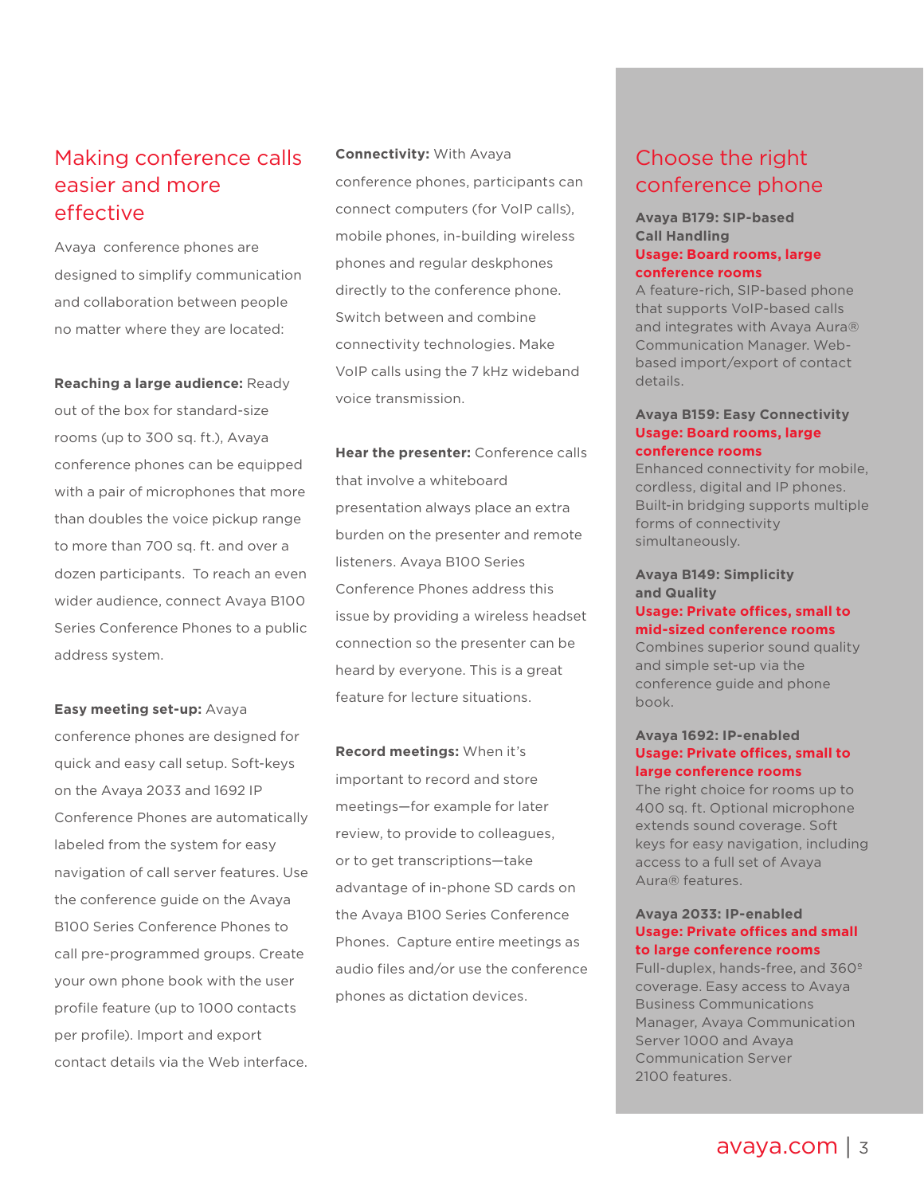## Making conference calls easier and more effective

Avaya conference phones are designed to simplify communication and collaboration between people no matter where they are located:

**Reaching a large audience:** Ready out of the box for standard-size rooms (up to 300 sq. ft.), Avaya conference phones can be equipped with a pair of microphones that more than doubles the voice pickup range to more than 700 sq. ft. and over a dozen participants. To reach an even wider audience, connect Avaya B100 Series Conference Phones to a public address system.

**Easy meeting set-up:** Avaya conference phones are designed for quick and easy call setup. Soft-keys on the Avaya 2033 and 1692 IP Conference Phones are automatically labeled from the system for easy navigation of call server features. Use the conference guide on the Avaya B100 Series Conference Phones to call pre-programmed groups. Create your own phone book with the user profile feature (up to 1000 contacts per profile). Import and export contact details via the Web interface.

**Connectivity:** With Avaya conference phones, participants can connect computers (for VoIP calls), mobile phones, in-building wireless phones and regular deskphones directly to the conference phone. Switch between and combine connectivity technologies. Make VoIP calls using the 7 kHz wideband voice transmission.

**Hear the presenter:** Conference calls that involve a whiteboard presentation always place an extra burden on the presenter and remote listeners. Avaya B100 Series Conference Phones address this issue by providing a wireless headset connection so the presenter can be heard by everyone. This is a great feature for lecture situations.

**Record meetings:** When it's important to record and store meetings—for example for later review, to provide to colleagues, or to get transcriptions—take advantage of in-phone SD cards on the Avaya B100 Series Conference Phones. Capture entire meetings as audio files and/or use the conference phones as dictation devices.

## Choose the right conference phone

**Avaya B179: SIP-based Call Handling**
**Usage: Board rooms, large conference rooms**
A feature-rich, SIP-based phone that supports VoIP-based calls and integrates with Avaya Aura® Communication Manager. Web-based import/export of contact details.

**Avaya B159: Easy Connectivity**
**Usage: Board rooms, large conference rooms**
Enhanced connectivity for mobile, cordless, digital and IP phones. Built-in bridging supports multiple forms of connectivity simultaneously.

**Avaya B149: Simplicity and Quality**
**Usage: Private offices, small to mid-sized conference rooms**
Combines superior sound quality and simple set-up via the conference guide and phone book.

**Avaya 1692: IP-enabled**
**Usage: Private offices, small to large conference rooms**
The right choice for rooms up to 400 sq. ft. Optional microphone extends sound coverage. Soft keys for easy navigation, including access to a full set of Avaya Aura® features.

**Avaya 2033: IP-enabled**
**Usage: Private offices and small to large conference rooms**
Full-duplex, hands-free, and 360º coverage. Easy access to Avaya Business Communications Manager, Avaya Communication Server 1000 and Avaya Communication Server 2100 features.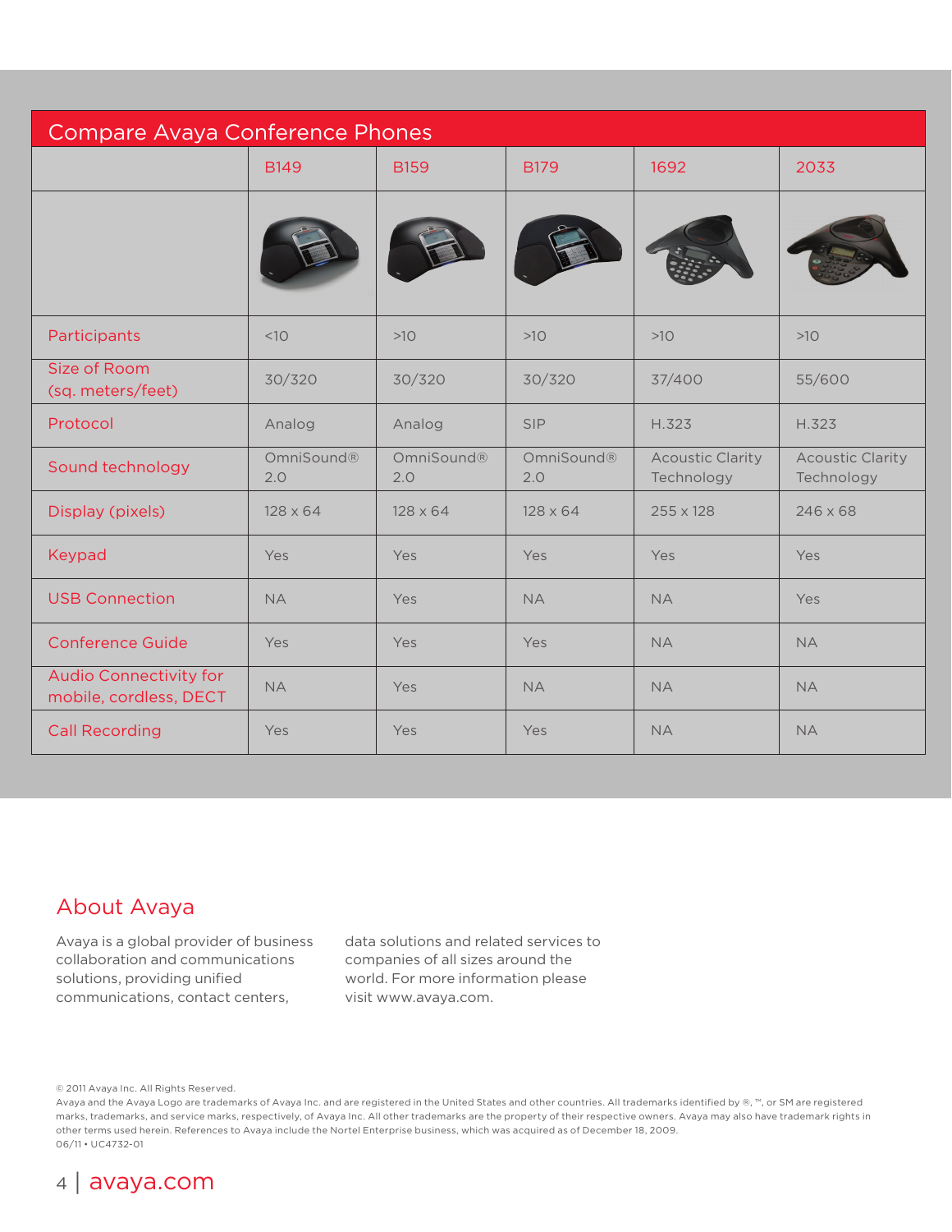## Compare Avaya Conference Phones

| | B149 | B159 | B179 | 1692 | 2033 |
|---|---|---|---|---|---|
| Participants | <10 | >10 | >10 | >10 | >10 |
| Size of Room (sq. meters/feet) | 30/320 | 30/320 | 30/320 | 37/400 | 55/600 |
| Protocol | Analog | Analog | SIP | H.323 | H.323 |
| Sound technology | OmniSound® 2.0 | OmniSound® 2.0 | OmniSound® 2.0 | Acoustic Clarity Technology | Acoustic Clarity Technology |
| Display (pixels) | 128 x 64 | 128 x 64 | 128 x 64 | 255 x 128 | 246 x 68 |
| Keypad | Yes | Yes | Yes | Yes | Yes |
| USB Connection | NA | Yes | NA | NA | Yes |
| Conference Guide | Yes | Yes | Yes | NA | NA |
| Audio Connectivity for mobile, cordless, DECT | NA | Yes | NA | NA | NA |
| Call Recording | Yes | Yes | Yes | NA | NA |

## About Avaya

Avaya is a global provider of business collaboration and communications solutions, providing unified communications, contact centers, data solutions and related services to companies of all sizes around the world. For more information please visit www.avaya.com.

© 2011 Avaya Inc. All Rights Reserved.
Avaya and the Avaya Logo are trademarks of Avaya Inc. and are registered in the United States and other countries. All trademarks identified by ®, ™, or SM are registered marks, trademarks, and service marks, respectively, of Avaya Inc. All other trademarks are the property of their respective owners. Avaya may also have trademark rights in other terms used herein. References to Avaya include the Nortel Enterprise business, which was acquired as of December 18, 2009.
06/11 • UC4732-01

avaya.com